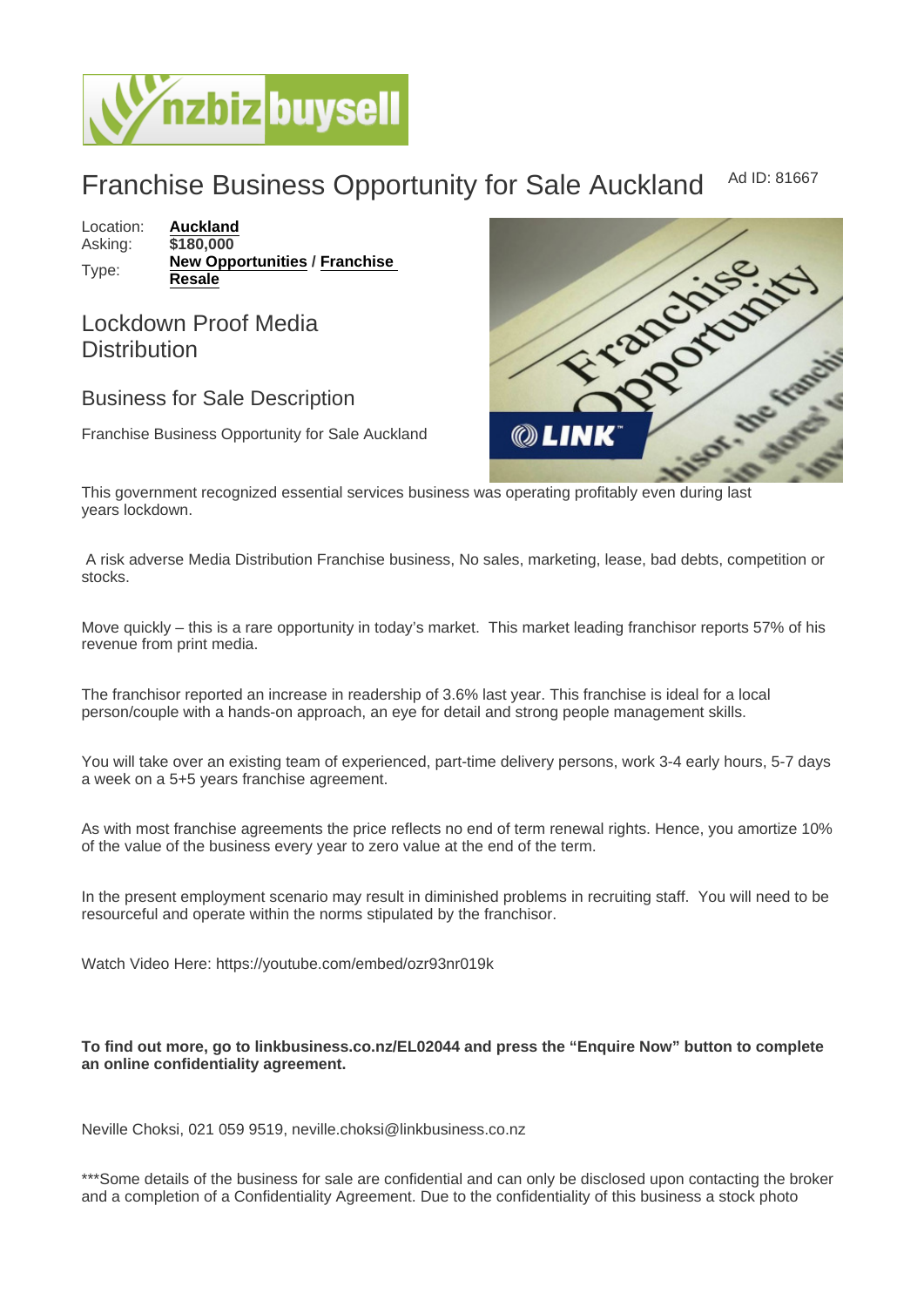# Franchise Business Opportunity for Sale Auckland

Ad ID: 81667

Location: **Auckland**
Asking: **$180,000**
Type: **New Opportunities** / **Franchise Resale**

## Lockdown Proof Media Distribution

## Business for Sale Description

Franchise Business Opportunity for Sale Auckland

This government recognized essential services business was operating profitably even during last years lockdown.

A risk adverse Media Distribution Franchise business, No sales, marketing, lease, bad debts, competition or stocks.

Move quickly – this is a rare opportunity in today's market. This market leading franchisor reports 57% of his revenue from print media.

The franchisor reported an increase in readership of 3.6% last year. This franchise is ideal for a local person/couple with a hands-on approach, an eye for detail and strong people management skills.

You will take over an existing team of experienced, part-time delivery persons, work 3-4 early hours, 5-7 days a week on a 5+5 years franchise agreement.

As with most franchise agreements the price reflects no end of term renewal rights. Hence, you amortize 10% of the value of the business every year to zero value at the end of the term.

In the present employment scenario may result in diminished problems in recruiting staff. You will need to be resourceful and operate within the norms stipulated by the franchisor.

Watch Video Here: https://youtube.com/embed/ozr93nr019k

**To find out more, go to linkbusiness.co.nz/EL02044 and press the "Enquire Now" button to complete an online confidentiality agreement.**

Neville Choksi, 021 059 9519, neville.choksi@linkbusiness.co.nz

***Some details of the business for sale are confidential and can only be disclosed upon contacting the broker and a completion of a Confidentiality Agreement. Due to the confidentiality of this business a stock photo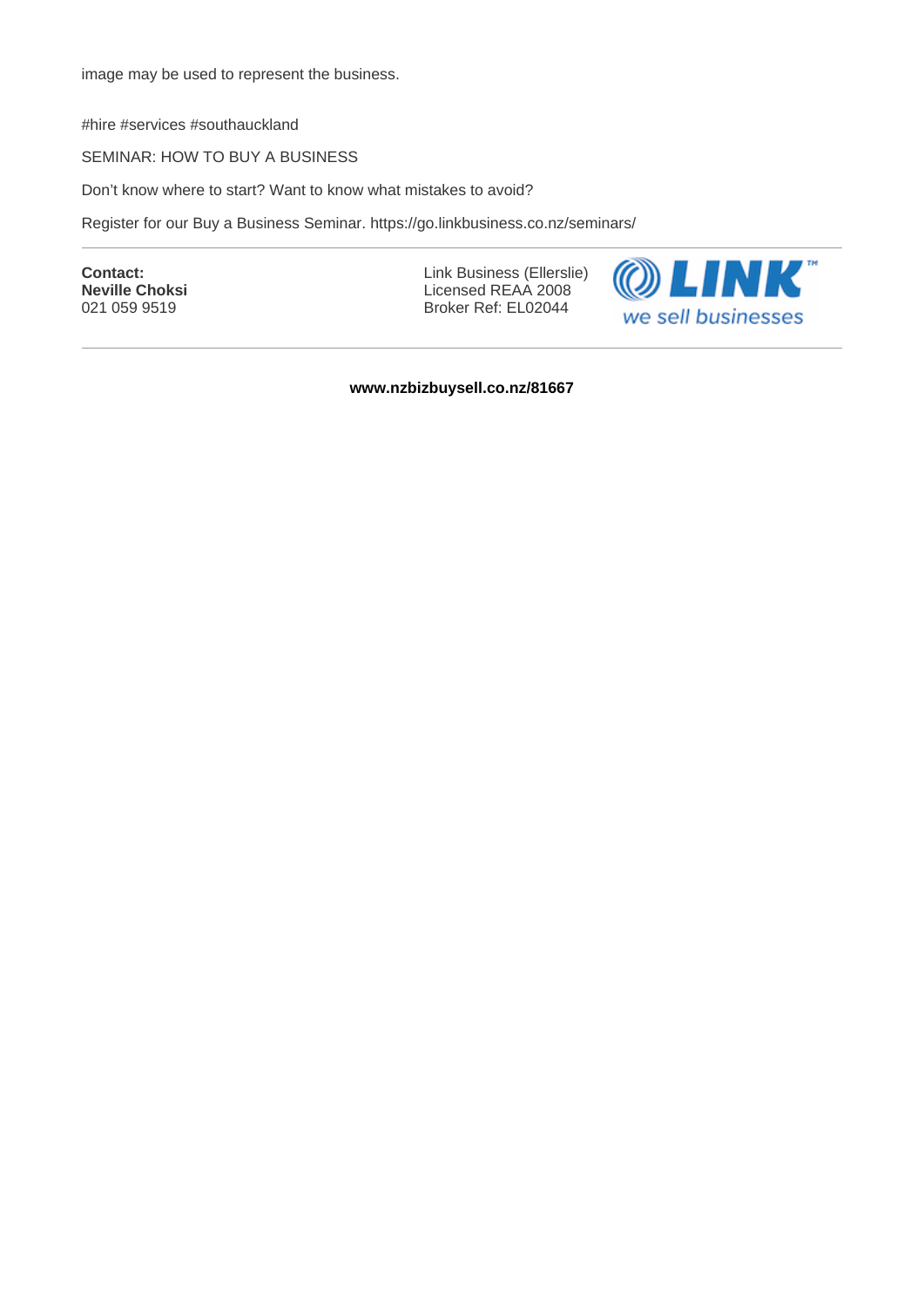image may be used to represent the business.

#hire #services #southauckland

SEMINAR: HOW TO BUY A BUSINESS

Don't know where to start? Want to know what mistakes to avoid?

Register for our Buy a Business Seminar. https://go.linkbusiness.co.nz/seminars/

---

**Contact:**
**Neville Choksi**
021 059 9519

Link Business (Ellerslie)
Licensed REAA 2008
Broker Ref: EL02044

LINK™
we sell businesses

---

**www.nzbizbuysell.co.nz/81667**